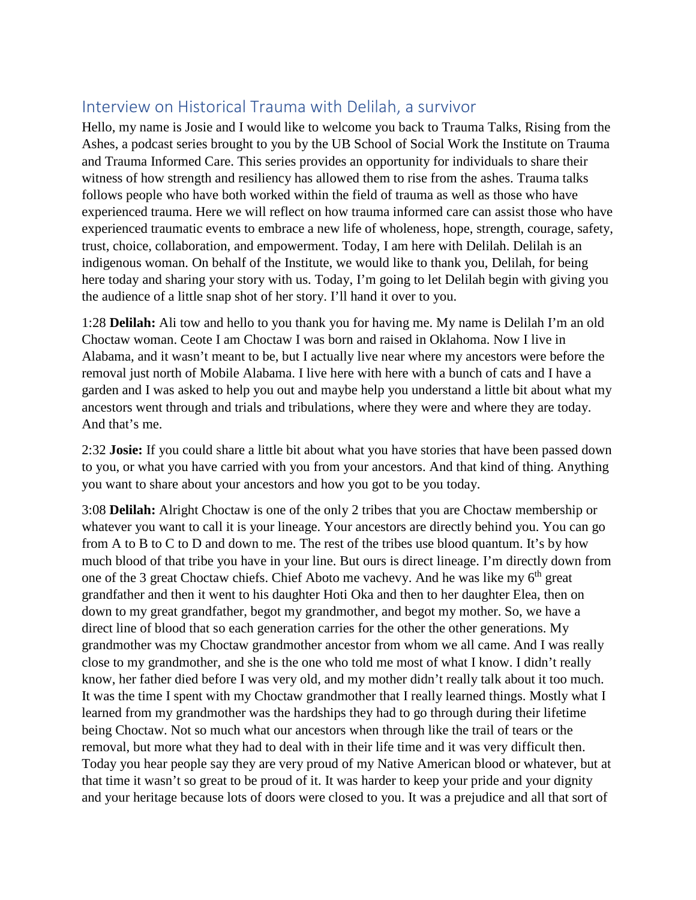## Interview on Historical Trauma with Delilah, a survivor

Hello, my name is Josie and I would like to welcome you back to Trauma Talks, Rising from the Ashes, a podcast series brought to you by the UB School of Social Work the Institute on Trauma and Trauma Informed Care. This series provides an opportunity for individuals to share their witness of how strength and resiliency has allowed them to rise from the ashes. Trauma talks follows people who have both worked within the field of trauma as well as those who have experienced trauma. Here we will reflect on how trauma informed care can assist those who have experienced traumatic events to embrace a new life of wholeness, hope, strength, courage, safety, trust, choice, collaboration, and empowerment. Today, I am here with Delilah. Delilah is an indigenous woman. On behalf of the Institute, we would like to thank you, Delilah, for being here today and sharing your story with us. Today, I'm going to let Delilah begin with giving you the audience of a little snap shot of her story. I'll hand it over to you.

1:28 **Delilah:** Ali tow and hello to you thank you for having me. My name is Delilah I'm an old Choctaw woman. Ceote I am Choctaw I was born and raised in Oklahoma. Now I live in Alabama, and it wasn't meant to be, but I actually live near where my ancestors were before the removal just north of Mobile Alabama. I live here with here with a bunch of cats and I have a garden and I was asked to help you out and maybe help you understand a little bit about what my ancestors went through and trials and tribulations, where they were and where they are today. And that's me.

2:32 **Josie:** If you could share a little bit about what you have stories that have been passed down to you, or what you have carried with you from your ancestors. And that kind of thing. Anything you want to share about your ancestors and how you got to be you today.

3:08 **Delilah:** Alright Choctaw is one of the only 2 tribes that you are Choctaw membership or whatever you want to call it is your lineage. Your ancestors are directly behind you. You can go from A to B to C to D and down to me. The rest of the tribes use blood quantum. It's by how much blood of that tribe you have in your line. But ours is direct lineage. I'm directly down from one of the 3 great Choctaw chiefs. Chief Aboto me vachevy. And he was like my 6th great grandfather and then it went to his daughter Hoti Oka and then to her daughter Elea, then on down to my great grandfather, begot my grandmother, and begot my mother. So, we have a direct line of blood that so each generation carries for the other the other generations. My grandmother was my Choctaw grandmother ancestor from whom we all came. And I was really close to my grandmother, and she is the one who told me most of what I know. I didn't really know, her father died before I was very old, and my mother didn't really talk about it too much. It was the time I spent with my Choctaw grandmother that I really learned things. Mostly what I learned from my grandmother was the hardships they had to go through during their lifetime being Choctaw. Not so much what our ancestors when through like the trail of tears or the removal, but more what they had to deal with in their life time and it was very difficult then. Today you hear people say they are very proud of my Native American blood or whatever, but at that time it wasn't so great to be proud of it. It was harder to keep your pride and your dignity and your heritage because lots of doors were closed to you. It was a prejudice and all that sort of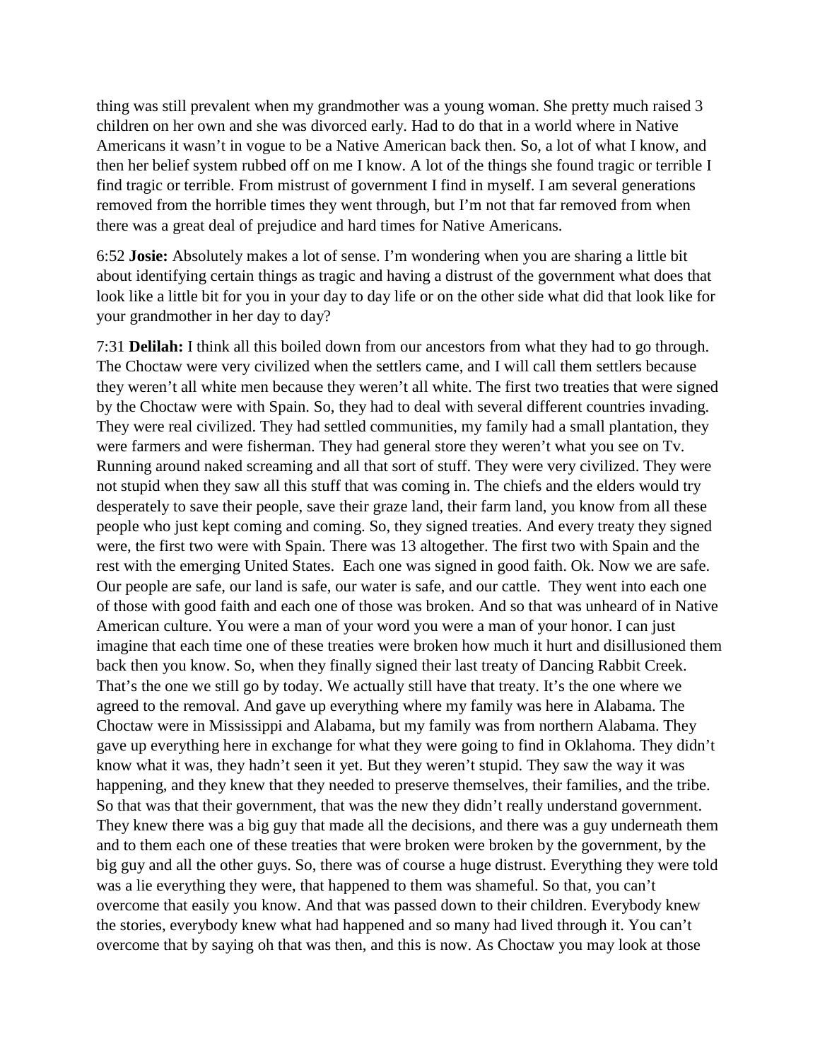thing was still prevalent when my grandmother was a young woman. She pretty much raised 3 children on her own and she was divorced early. Had to do that in a world where in Native Americans it wasn't in vogue to be a Native American back then. So, a lot of what I know, and then her belief system rubbed off on me I know. A lot of the things she found tragic or terrible I find tragic or terrible. From mistrust of government I find in myself. I am several generations removed from the horrible times they went through, but I'm not that far removed from when there was a great deal of prejudice and hard times for Native Americans.

6:52 **Josie:** Absolutely makes a lot of sense. I'm wondering when you are sharing a little bit about identifying certain things as tragic and having a distrust of the government what does that look like a little bit for you in your day to day life or on the other side what did that look like for your grandmother in her day to day?

7:31 **Delilah:** I think all this boiled down from our ancestors from what they had to go through. The Choctaw were very civilized when the settlers came, and I will call them settlers because they weren't all white men because they weren't all white. The first two treaties that were signed by the Choctaw were with Spain. So, they had to deal with several different countries invading. They were real civilized. They had settled communities, my family had a small plantation, they were farmers and were fisherman. They had general store they weren't what you see on Tv. Running around naked screaming and all that sort of stuff. They were very civilized. They were not stupid when they saw all this stuff that was coming in. The chiefs and the elders would try desperately to save their people, save their graze land, their farm land, you know from all these people who just kept coming and coming. So, they signed treaties. And every treaty they signed were, the first two were with Spain. There was 13 altogether. The first two with Spain and the rest with the emerging United States. Each one was signed in good faith. Ok. Now we are safe. Our people are safe, our land is safe, our water is safe, and our cattle. They went into each one of those with good faith and each one of those was broken. And so that was unheard of in Native American culture. You were a man of your word you were a man of your honor. I can just imagine that each time one of these treaties were broken how much it hurt and disillusioned them back then you know. So, when they finally signed their last treaty of Dancing Rabbit Creek. That's the one we still go by today. We actually still have that treaty. It's the one where we agreed to the removal. And gave up everything where my family was here in Alabama. The Choctaw were in Mississippi and Alabama, but my family was from northern Alabama. They gave up everything here in exchange for what they were going to find in Oklahoma. They didn't know what it was, they hadn't seen it yet. But they weren't stupid. They saw the way it was happening, and they knew that they needed to preserve themselves, their families, and the tribe. So that was that their government, that was the new they didn't really understand government. They knew there was a big guy that made all the decisions, and there was a guy underneath them and to them each one of these treaties that were broken were broken by the government, by the big guy and all the other guys. So, there was of course a huge distrust. Everything they were told was a lie everything they were, that happened to them was shameful. So that, you can't overcome that easily you know. And that was passed down to their children. Everybody knew the stories, everybody knew what had happened and so many had lived through it. You can't overcome that by saying oh that was then, and this is now. As Choctaw you may look at those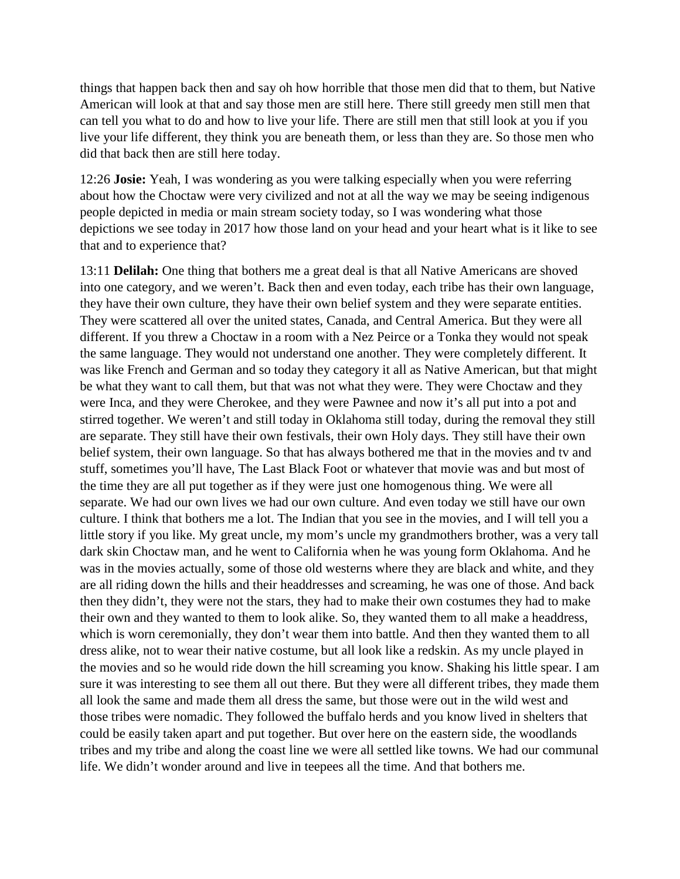things that happen back then and say oh how horrible that those men did that to them, but Native American will look at that and say those men are still here. There still greedy men still men that can tell you what to do and how to live your life. There are still men that still look at you if you live your life different, they think you are beneath them, or less than they are. So those men who did that back then are still here today.

12:26 **Josie:** Yeah, I was wondering as you were talking especially when you were referring about how the Choctaw were very civilized and not at all the way we may be seeing indigenous people depicted in media or main stream society today, so I was wondering what those depictions we see today in 2017 how those land on your head and your heart what is it like to see that and to experience that?

13:11 **Delilah:** One thing that bothers me a great deal is that all Native Americans are shoved into one category, and we weren't. Back then and even today, each tribe has their own language, they have their own culture, they have their own belief system and they were separate entities. They were scattered all over the united states, Canada, and Central America. But they were all different. If you threw a Choctaw in a room with a Nez Peirce or a Tonka they would not speak the same language. They would not understand one another. They were completely different. It was like French and German and so today they category it all as Native American, but that might be what they want to call them, but that was not what they were. They were Choctaw and they were Inca, and they were Cherokee, and they were Pawnee and now it's all put into a pot and stirred together. We weren't and still today in Oklahoma still today, during the removal they still are separate. They still have their own festivals, their own Holy days. They still have their own belief system, their own language. So that has always bothered me that in the movies and tv and stuff, sometimes you'll have, The Last Black Foot or whatever that movie was and but most of the time they are all put together as if they were just one homogenous thing. We were all separate. We had our own lives we had our own culture. And even today we still have our own culture. I think that bothers me a lot. The Indian that you see in the movies, and I will tell you a little story if you like. My great uncle, my mom's uncle my grandmothers brother, was a very tall dark skin Choctaw man, and he went to California when he was young form Oklahoma. And he was in the movies actually, some of those old westerns where they are black and white, and they are all riding down the hills and their headdresses and screaming, he was one of those. And back then they didn't, they were not the stars, they had to make their own costumes they had to make their own and they wanted to them to look alike. So, they wanted them to all make a headdress, which is worn ceremonially, they don't wear them into battle. And then they wanted them to all dress alike, not to wear their native costume, but all look like a redskin. As my uncle played in the movies and so he would ride down the hill screaming you know. Shaking his little spear. I am sure it was interesting to see them all out there. But they were all different tribes, they made them all look the same and made them all dress the same, but those were out in the wild west and those tribes were nomadic. They followed the buffalo herds and you know lived in shelters that could be easily taken apart and put together. But over here on the eastern side, the woodlands tribes and my tribe and along the coast line we were all settled like towns. We had our communal life. We didn't wonder around and live in teepees all the time. And that bothers me.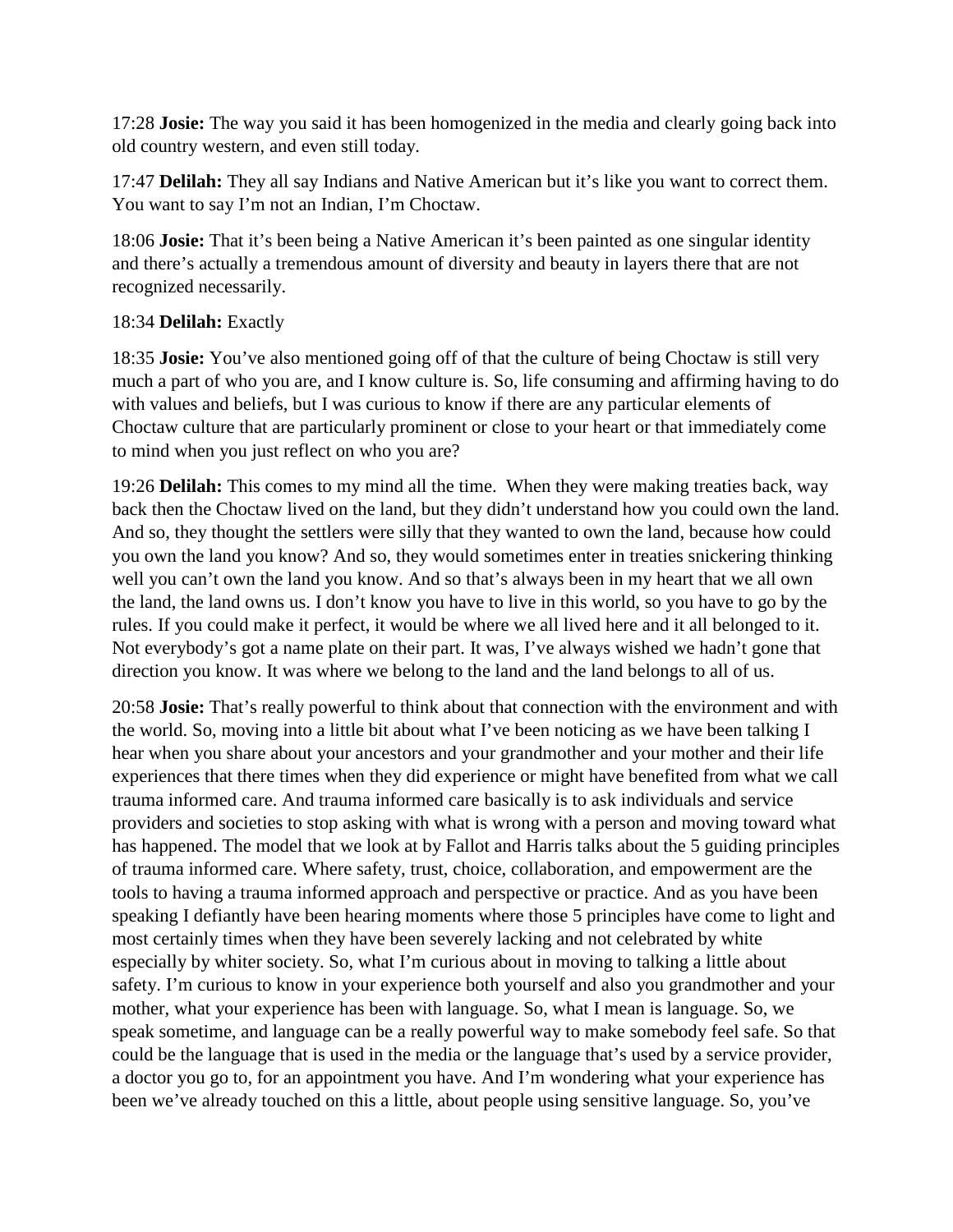17:28 **Josie:** The way you said it has been homogenized in the media and clearly going back into old country western, and even still today.

17:47 **Delilah:** They all say Indians and Native American but it's like you want to correct them. You want to say I'm not an Indian, I'm Choctaw.

18:06 **Josie:** That it's been being a Native American it's been painted as one singular identity and there's actually a tremendous amount of diversity and beauty in layers there that are not recognized necessarily.

18:34 **Delilah:** Exactly

18:35 **Josie:** You've also mentioned going off of that the culture of being Choctaw is still very much a part of who you are, and I know culture is. So, life consuming and affirming having to do with values and beliefs, but I was curious to know if there are any particular elements of Choctaw culture that are particularly prominent or close to your heart or that immediately come to mind when you just reflect on who you are?

19:26 **Delilah:** This comes to my mind all the time. When they were making treaties back, way back then the Choctaw lived on the land, but they didn't understand how you could own the land. And so, they thought the settlers were silly that they wanted to own the land, because how could you own the land you know? And so, they would sometimes enter in treaties snickering thinking well you can't own the land you know. And so that's always been in my heart that we all own the land, the land owns us. I don't know you have to live in this world, so you have to go by the rules. If you could make it perfect, it would be where we all lived here and it all belonged to it. Not everybody's got a name plate on their part. It was, I've always wished we hadn't gone that direction you know. It was where we belong to the land and the land belongs to all of us.

20:58 **Josie:** That's really powerful to think about that connection with the environment and with the world. So, moving into a little bit about what I've been noticing as we have been talking I hear when you share about your ancestors and your grandmother and your mother and their life experiences that there times when they did experience or might have benefited from what we call trauma informed care. And trauma informed care basically is to ask individuals and service providers and societies to stop asking with what is wrong with a person and moving toward what has happened. The model that we look at by Fallot and Harris talks about the 5 guiding principles of trauma informed care. Where safety, trust, choice, collaboration, and empowerment are the tools to having a trauma informed approach and perspective or practice. And as you have been speaking I defiantly have been hearing moments where those 5 principles have come to light and most certainly times when they have been severely lacking and not celebrated by white especially by whiter society. So, what I'm curious about in moving to talking a little about safety. I'm curious to know in your experience both yourself and also you grandmother and your mother, what your experience has been with language. So, what I mean is language. So, we speak sometime, and language can be a really powerful way to make somebody feel safe. So that could be the language that is used in the media or the language that's used by a service provider, a doctor you go to, for an appointment you have. And I'm wondering what your experience has been we've already touched on this a little, about people using sensitive language. So, you've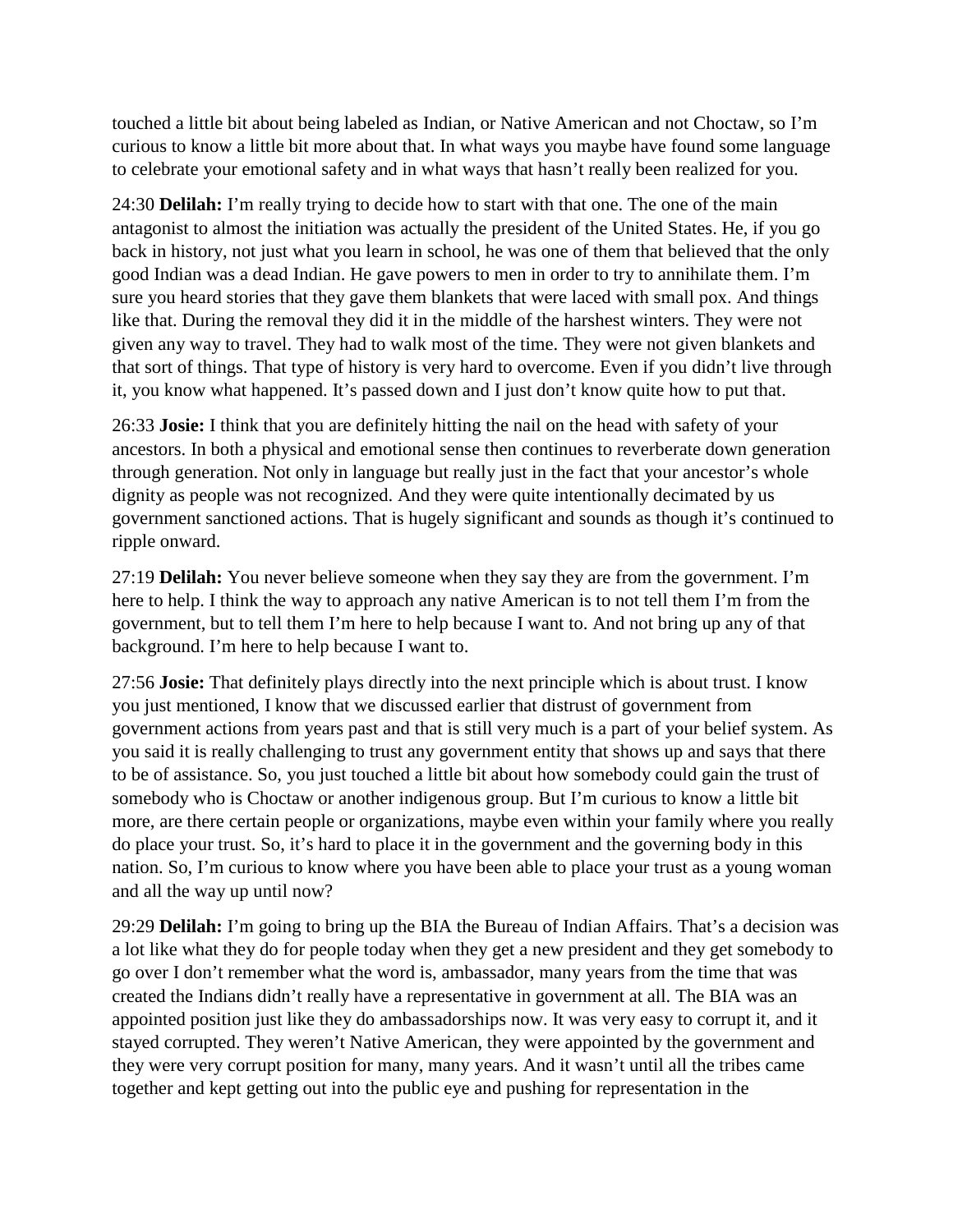touched a little bit about being labeled as Indian, or Native American and not Choctaw, so I'm curious to know a little bit more about that. In what ways you maybe have found some language to celebrate your emotional safety and in what ways that hasn't really been realized for you.

24:30 **Delilah:** I'm really trying to decide how to start with that one. The one of the main antagonist to almost the initiation was actually the president of the United States. He, if you go back in history, not just what you learn in school, he was one of them that believed that the only good Indian was a dead Indian. He gave powers to men in order to try to annihilate them. I'm sure you heard stories that they gave them blankets that were laced with small pox. And things like that. During the removal they did it in the middle of the harshest winters. They were not given any way to travel. They had to walk most of the time. They were not given blankets and that sort of things. That type of history is very hard to overcome. Even if you didn't live through it, you know what happened. It's passed down and I just don't know quite how to put that.

26:33 **Josie:** I think that you are definitely hitting the nail on the head with safety of your ancestors. In both a physical and emotional sense then continues to reverberate down generation through generation. Not only in language but really just in the fact that your ancestor's whole dignity as people was not recognized. And they were quite intentionally decimated by us government sanctioned actions. That is hugely significant and sounds as though it's continued to ripple onward.

27:19 **Delilah:** You never believe someone when they say they are from the government. I'm here to help. I think the way to approach any native American is to not tell them I'm from the government, but to tell them I'm here to help because I want to. And not bring up any of that background. I'm here to help because I want to.

27:56 **Josie:** That definitely plays directly into the next principle which is about trust. I know you just mentioned, I know that we discussed earlier that distrust of government from government actions from years past and that is still very much is a part of your belief system. As you said it is really challenging to trust any government entity that shows up and says that there to be of assistance. So, you just touched a little bit about how somebody could gain the trust of somebody who is Choctaw or another indigenous group. But I'm curious to know a little bit more, are there certain people or organizations, maybe even within your family where you really do place your trust. So, it's hard to place it in the government and the governing body in this nation. So, I'm curious to know where you have been able to place your trust as a young woman and all the way up until now?

29:29 **Delilah:** I'm going to bring up the BIA the Bureau of Indian Affairs. That's a decision was a lot like what they do for people today when they get a new president and they get somebody to go over I don't remember what the word is, ambassador, many years from the time that was created the Indians didn't really have a representative in government at all. The BIA was an appointed position just like they do ambassadorships now. It was very easy to corrupt it, and it stayed corrupted. They weren't Native American, they were appointed by the government and they were very corrupt position for many, many years. And it wasn't until all the tribes came together and kept getting out into the public eye and pushing for representation in the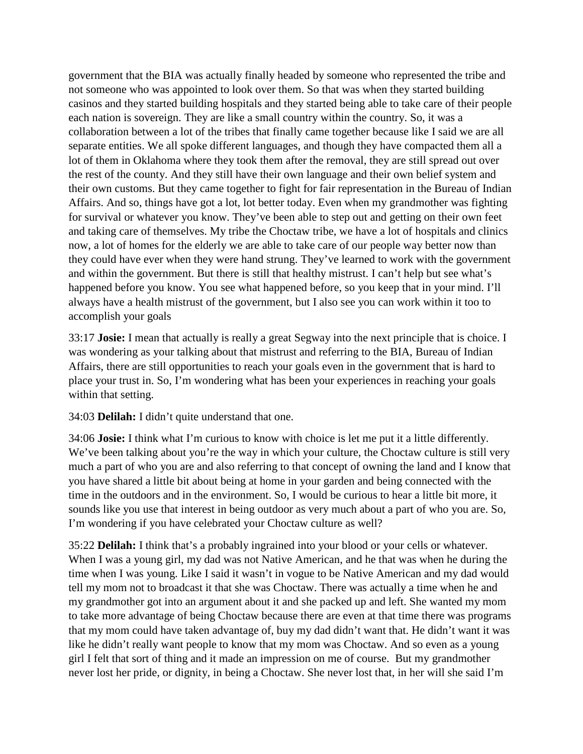government that the BIA was actually finally headed by someone who represented the tribe and not someone who was appointed to look over them. So that was when they started building casinos and they started building hospitals and they started being able to take care of their people each nation is sovereign. They are like a small country within the country. So, it was a collaboration between a lot of the tribes that finally came together because like I said we are all separate entities. We all spoke different languages, and though they have compacted them all a lot of them in Oklahoma where they took them after the removal, they are still spread out over the rest of the county. And they still have their own language and their own belief system and their own customs. But they came together to fight for fair representation in the Bureau of Indian Affairs. And so, things have got a lot, lot better today. Even when my grandmother was fighting for survival or whatever you know. They've been able to step out and getting on their own feet and taking care of themselves. My tribe the Choctaw tribe, we have a lot of hospitals and clinics now, a lot of homes for the elderly we are able to take care of our people way better now than they could have ever when they were hand strung. They've learned to work with the government and within the government. But there is still that healthy mistrust. I can't help but see what's happened before you know. You see what happened before, so you keep that in your mind. I'll always have a health mistrust of the government, but I also see you can work within it too to accomplish your goals

33:17 **Josie:** I mean that actually is really a great Segway into the next principle that is choice. I was wondering as your talking about that mistrust and referring to the BIA, Bureau of Indian Affairs, there are still opportunities to reach your goals even in the government that is hard to place your trust in. So, I'm wondering what has been your experiences in reaching your goals within that setting.

34:03 **Delilah:** I didn't quite understand that one.

34:06 **Josie:** I think what I'm curious to know with choice is let me put it a little differently. We've been talking about you're the way in which your culture, the Choctaw culture is still very much a part of who you are and also referring to that concept of owning the land and I know that you have shared a little bit about being at home in your garden and being connected with the time in the outdoors and in the environment. So, I would be curious to hear a little bit more, it sounds like you use that interest in being outdoor as very much about a part of who you are. So, I'm wondering if you have celebrated your Choctaw culture as well?

35:22 **Delilah:** I think that's a probably ingrained into your blood or your cells or whatever. When I was a young girl, my dad was not Native American, and he that was when he during the time when I was young. Like I said it wasn't in vogue to be Native American and my dad would tell my mom not to broadcast it that she was Choctaw. There was actually a time when he and my grandmother got into an argument about it and she packed up and left. She wanted my mom to take more advantage of being Choctaw because there are even at that time there was programs that my mom could have taken advantage of, buy my dad didn't want that. He didn't want it was like he didn't really want people to know that my mom was Choctaw. And so even as a young girl I felt that sort of thing and it made an impression on me of course. But my grandmother never lost her pride, or dignity, in being a Choctaw. She never lost that, in her will she said I'm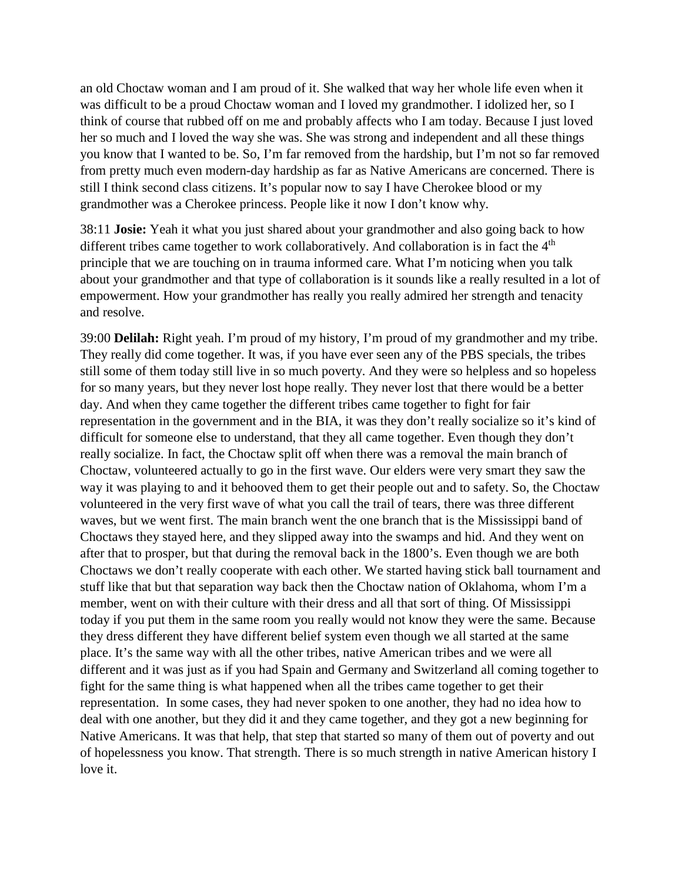an old Choctaw woman and I am proud of it. She walked that way her whole life even when it was difficult to be a proud Choctaw woman and I loved my grandmother. I idolized her, so I think of course that rubbed off on me and probably affects who I am today. Because I just loved her so much and I loved the way she was. She was strong and independent and all these things you know that I wanted to be. So, I'm far removed from the hardship, but I'm not so far removed from pretty much even modern-day hardship as far as Native Americans are concerned. There is still I think second class citizens. It's popular now to say I have Cherokee blood or my grandmother was a Cherokee princess. People like it now I don't know why.

38:11 **Josie:** Yeah it what you just shared about your grandmother and also going back to how different tribes came together to work collaboratively. And collaboration is in fact the 4th principle that we are touching on in trauma informed care. What I'm noticing when you talk about your grandmother and that type of collaboration is it sounds like a really resulted in a lot of empowerment. How your grandmother has really you really admired her strength and tenacity and resolve.

39:00 **Delilah:** Right yeah. I'm proud of my history, I'm proud of my grandmother and my tribe. They really did come together. It was, if you have ever seen any of the PBS specials, the tribes still some of them today still live in so much poverty. And they were so helpless and so hopeless for so many years, but they never lost hope really. They never lost that there would be a better day. And when they came together the different tribes came together to fight for fair representation in the government and in the BIA, it was they don't really socialize so it's kind of difficult for someone else to understand, that they all came together. Even though they don't really socialize. In fact, the Choctaw split off when there was a removal the main branch of Choctaw, volunteered actually to go in the first wave. Our elders were very smart they saw the way it was playing to and it behooved them to get their people out and to safety. So, the Choctaw volunteered in the very first wave of what you call the trail of tears, there was three different waves, but we went first. The main branch went the one branch that is the Mississippi band of Choctaws they stayed here, and they slipped away into the swamps and hid. And they went on after that to prosper, but that during the removal back in the 1800's. Even though we are both Choctaws we don't really cooperate with each other. We started having stick ball tournament and stuff like that but that separation way back then the Choctaw nation of Oklahoma, whom I'm a member, went on with their culture with their dress and all that sort of thing. Of Mississippi today if you put them in the same room you really would not know they were the same. Because they dress different they have different belief system even though we all started at the same place. It's the same way with all the other tribes, native American tribes and we were all different and it was just as if you had Spain and Germany and Switzerland all coming together to fight for the same thing is what happened when all the tribes came together to get their representation. In some cases, they had never spoken to one another, they had no idea how to deal with one another, but they did it and they came together, and they got a new beginning for Native Americans. It was that help, that step that started so many of them out of poverty and out of hopelessness you know. That strength. There is so much strength in native American history I love it.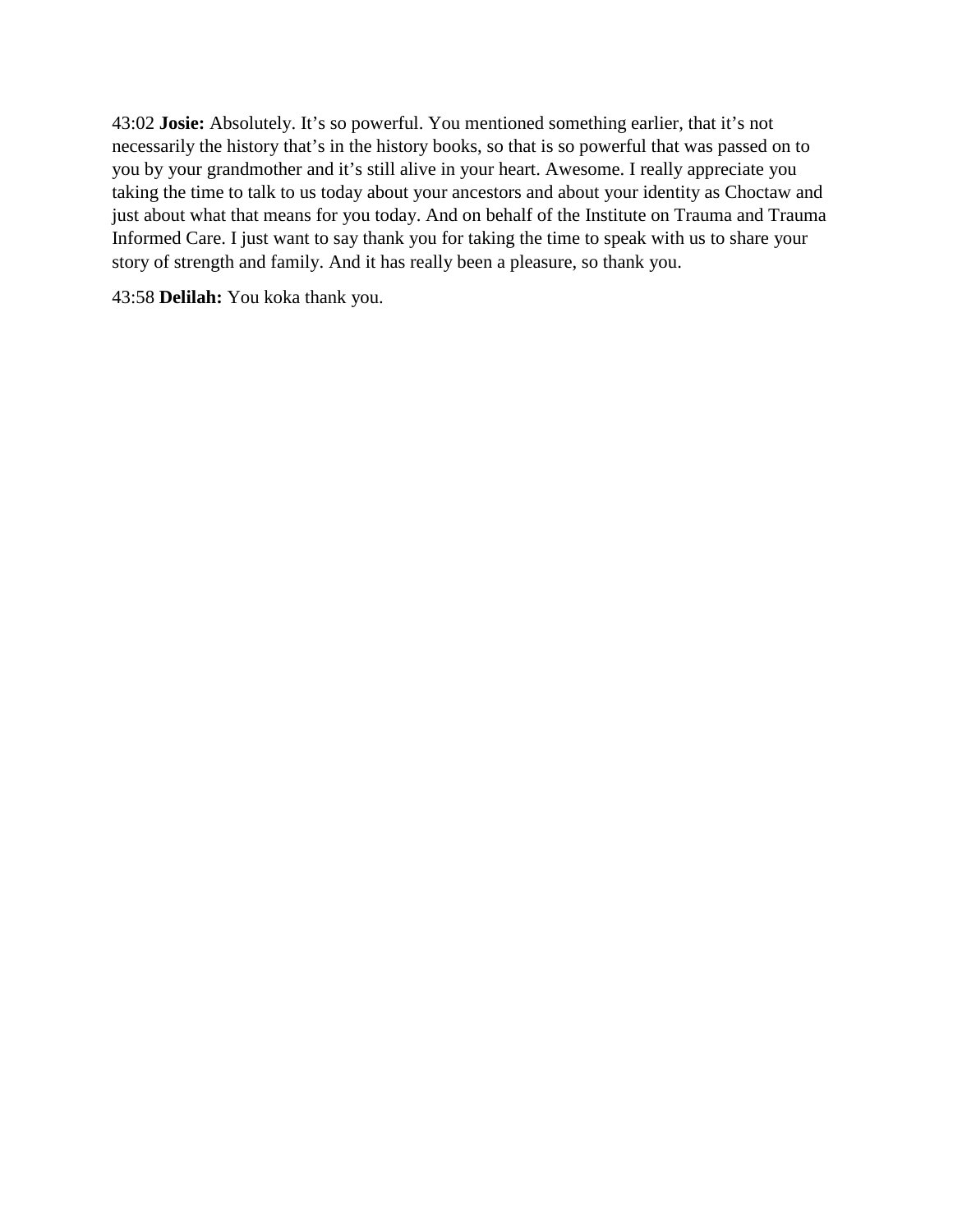43:02 **Josie:** Absolutely. It's so powerful. You mentioned something earlier, that it's not necessarily the history that's in the history books, so that is so powerful that was passed on to you by your grandmother and it's still alive in your heart. Awesome. I really appreciate you taking the time to talk to us today about your ancestors and about your identity as Choctaw and just about what that means for you today. And on behalf of the Institute on Trauma and Trauma Informed Care. I just want to say thank you for taking the time to speak with us to share your story of strength and family. And it has really been a pleasure, so thank you.

43:58 **Delilah:** You koka thank you.